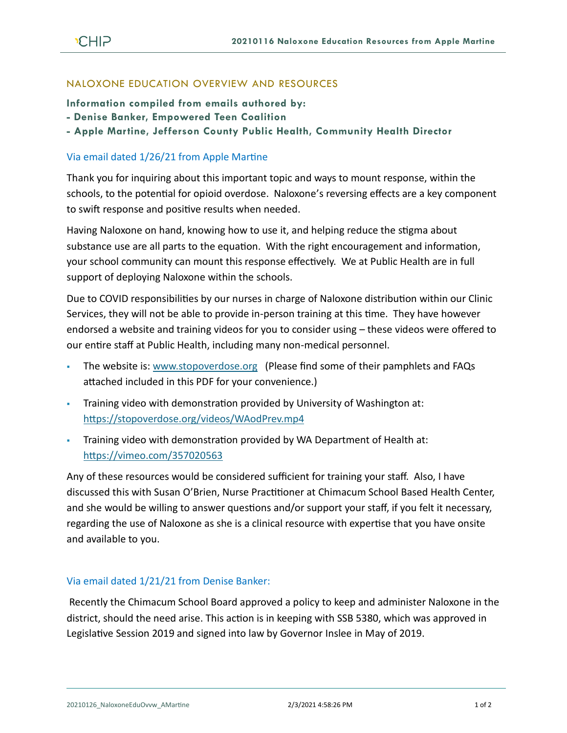## NALOXONE EDUCATION OVERVIEW AND RESOURCES

**Information compiled from emails authored by:**
**- Denise Banker, Empowered Teen Coalition**
**- Apple Martine, Jefferson County Public Health, Community Health Director**

### Via email dated 1/26/21 from Apple Martine

Thank you for inquiring about this important topic and ways to mount response, within the schools, to the potential for opioid overdose. Naloxone's reversing effects are a key component to swift response and positive results when needed.

Having Naloxone on hand, knowing how to use it, and helping reduce the stigma about substance use are all parts to the equation. With the right encouragement and information, your school community can mount this response effectively. We at Public Health are in full support of deploying Naloxone within the schools.

Due to COVID responsibilities by our nurses in charge of Naloxone distribution within our Clinic Services, they will not be able to provide in-person training at this time. They have however endorsed a website and training videos for you to consider using – these videos were offered to our entire staff at Public Health, including many non-medical personnel.

- The website is: [www.stopoverdose.org](http://www.stopoverdose.org) (Please find some of their pamphlets and FAQs attached included in this PDF for your convenience.)
- Training video with demonstration provided by University of Washington at: [https://stopoverdose.org/videos/WAodPrev.mp4](https://stopoverdose.org/videos/WAodPrev.mp4)
- Training video with demonstration provided by WA Department of Health at: [https://vimeo.com/357020563](https://vimeo.com/357020563)

Any of these resources would be considered sufficient for training your staff. Also, I have discussed this with Susan O'Brien, Nurse Practitioner at Chimacum School Based Health Center, and she would be willing to answer questions and/or support your staff, if you felt it necessary, regarding the use of Naloxone as she is a clinical resource with expertise that you have onsite and available to you.

### Via email dated 1/21/21 from Denise Banker:

Recently the Chimacum School Board approved a policy to keep and administer Naloxone in the district, should the need arise. This action is in keeping with SSB 5380, which was approved in Legislative Session 2019 and signed into law by Governor Inslee in May of 2019.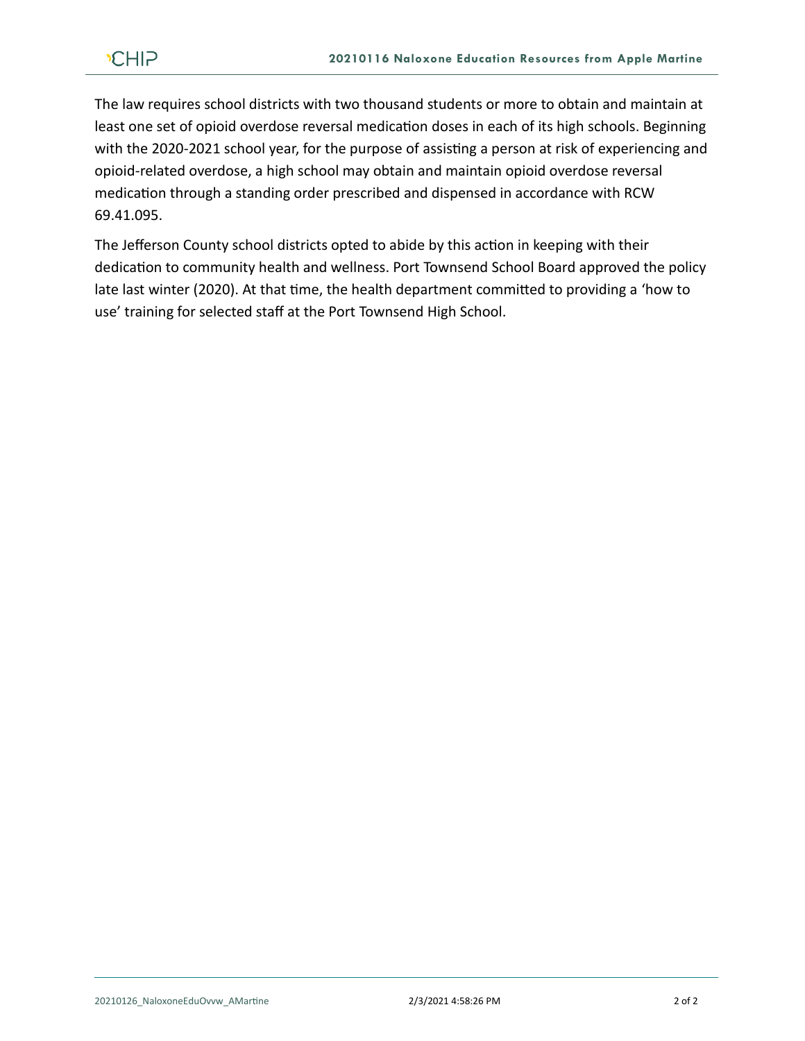The law requires school districts with two thousand students or more to obtain and maintain at least one set of opioid overdose reversal medication doses in each of its high schools. Beginning with the 2020-2021 school year, for the purpose of assisting a person at risk of experiencing and opioid-related overdose, a high school may obtain and maintain opioid overdose reversal medication through a standing order prescribed and dispensed in accordance with RCW 69.41.095.

The Jefferson County school districts opted to abide by this action in keeping with their dedication to community health and wellness. Port Townsend School Board approved the policy late last winter (2020). At that time, the health department committed to providing a 'how to use' training for selected staff at the Port Townsend High School.